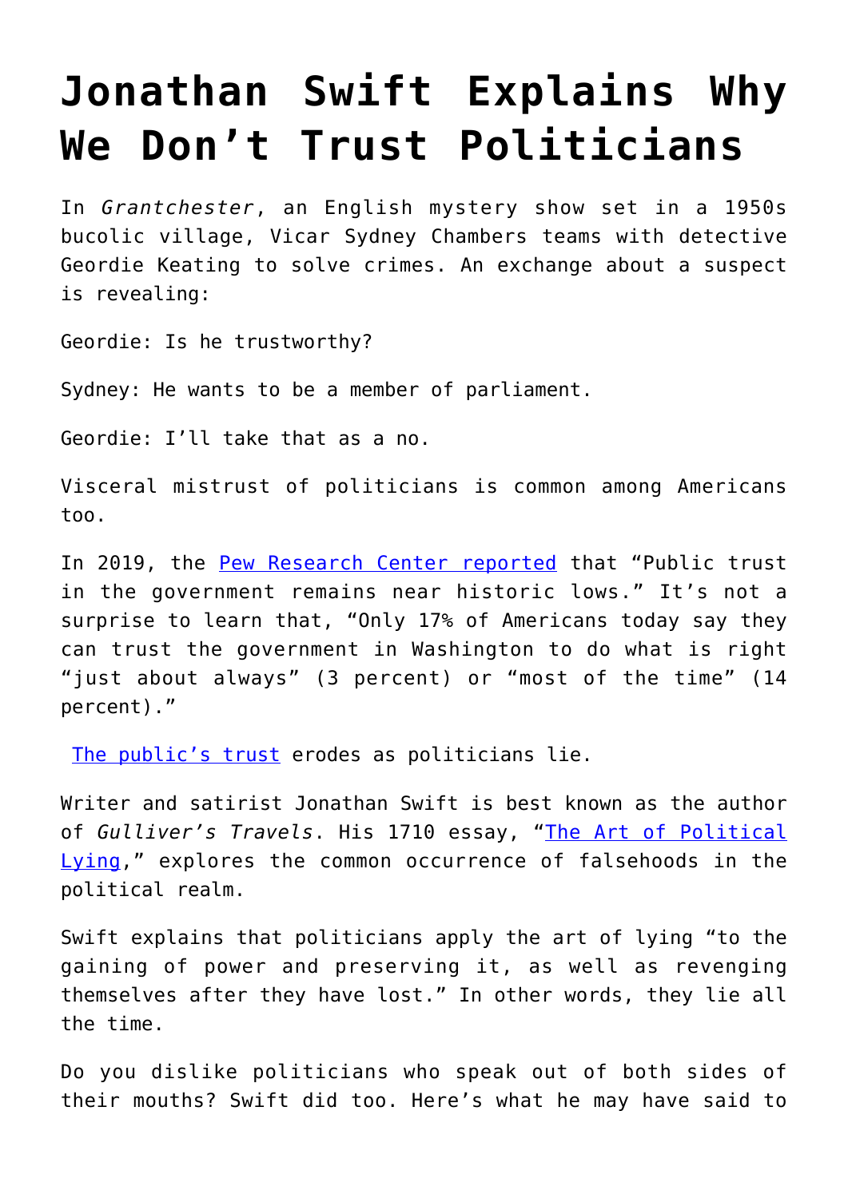# Jonathan Swift Explains Why We Don't Trust Politicians

In *Grantchester*, an English mystery show set in a 1950s bucolic village, Vicar Sydney Chambers teams with detective Geordie Keating to solve crimes. An exchange about a suspect is revealing:

Geordie: Is he trustworthy?

Sydney: He wants to be a member of parliament.

Geordie: I'll take that as a no.

Visceral mistrust of politicians is common among Americans too.

In 2019, the [Pew Research Center reported](#) that "Public trust in the government remains near historic lows." It's not a surprise to learn that, "Only 17% of Americans today say they can trust the government in Washington to do what is right "just about always" (3 percent) or "most of the time" (14 percent)."

[The public's trust](#) erodes as politicians lie.

Writer and satirist Jonathan Swift is best known as the author of *Gulliver's Travels*. His 1710 essay, "[The Art of Political Lying](#)," explores the common occurrence of falsehoods in the political realm.

Swift explains that politicians apply the art of lying "to the gaining of power and preserving it, as well as revenging themselves after they have lost." In other words, they lie all the time.

Do you dislike politicians who speak out of both sides of their mouths? Swift did too. Here's what he may have said to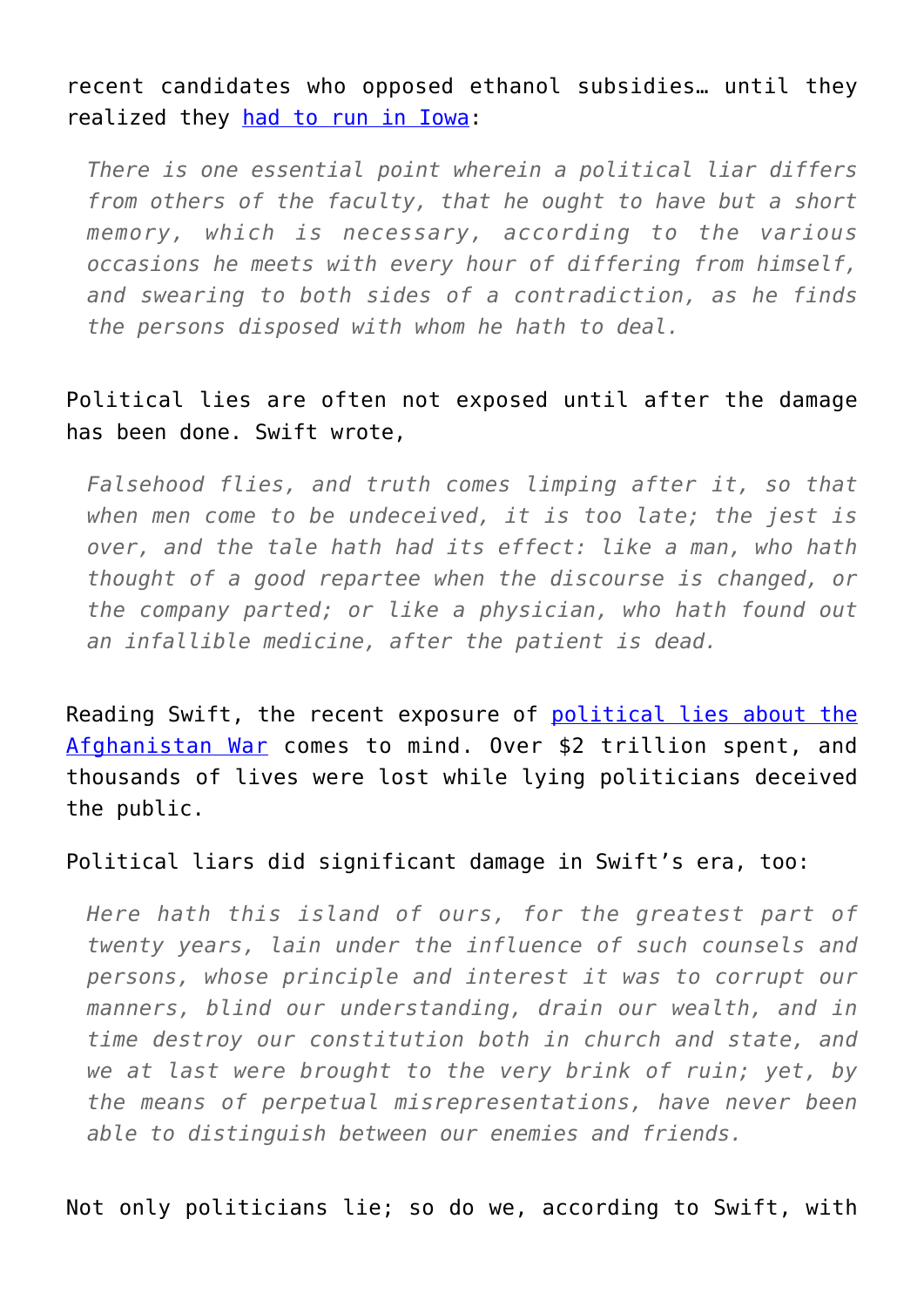recent candidates who opposed ethanol subsidies… until they realized they had to run in Iowa:

> *There is one essential point wherein a political liar differs from others of the faculty, that he ought to have but a short memory, which is necessary, according to the various occasions he meets with every hour of differing from himself, and swearing to both sides of a contradiction, as he finds the persons disposed with whom he hath to deal.*

Political lies are often not exposed until after the damage has been done. Swift wrote,

> *Falsehood flies, and truth comes limping after it, so that when men come to be undeceived, it is too late; the jest is over, and the tale hath had its effect: like a man, who hath thought of a good repartee when the discourse is changed, or the company parted; or like a physician, who hath found out an infallible medicine, after the patient is dead.*

Reading Swift, the recent exposure of political lies about the Afghanistan War comes to mind. Over $2 trillion spent, and thousands of lives were lost while lying politicians deceived the public.

Political liars did significant damage in Swift's era, too:

> *Here hath this island of ours, for the greatest part of twenty years, lain under the influence of such counsels and persons, whose principle and interest it was to corrupt our manners, blind our understanding, drain our wealth, and in time destroy our constitution both in church and state, and we at last were brought to the very brink of ruin; yet, by the means of perpetual misrepresentations, have never been able to distinguish between our enemies and friends.*

Not only politicians lie; so do we, according to Swift, with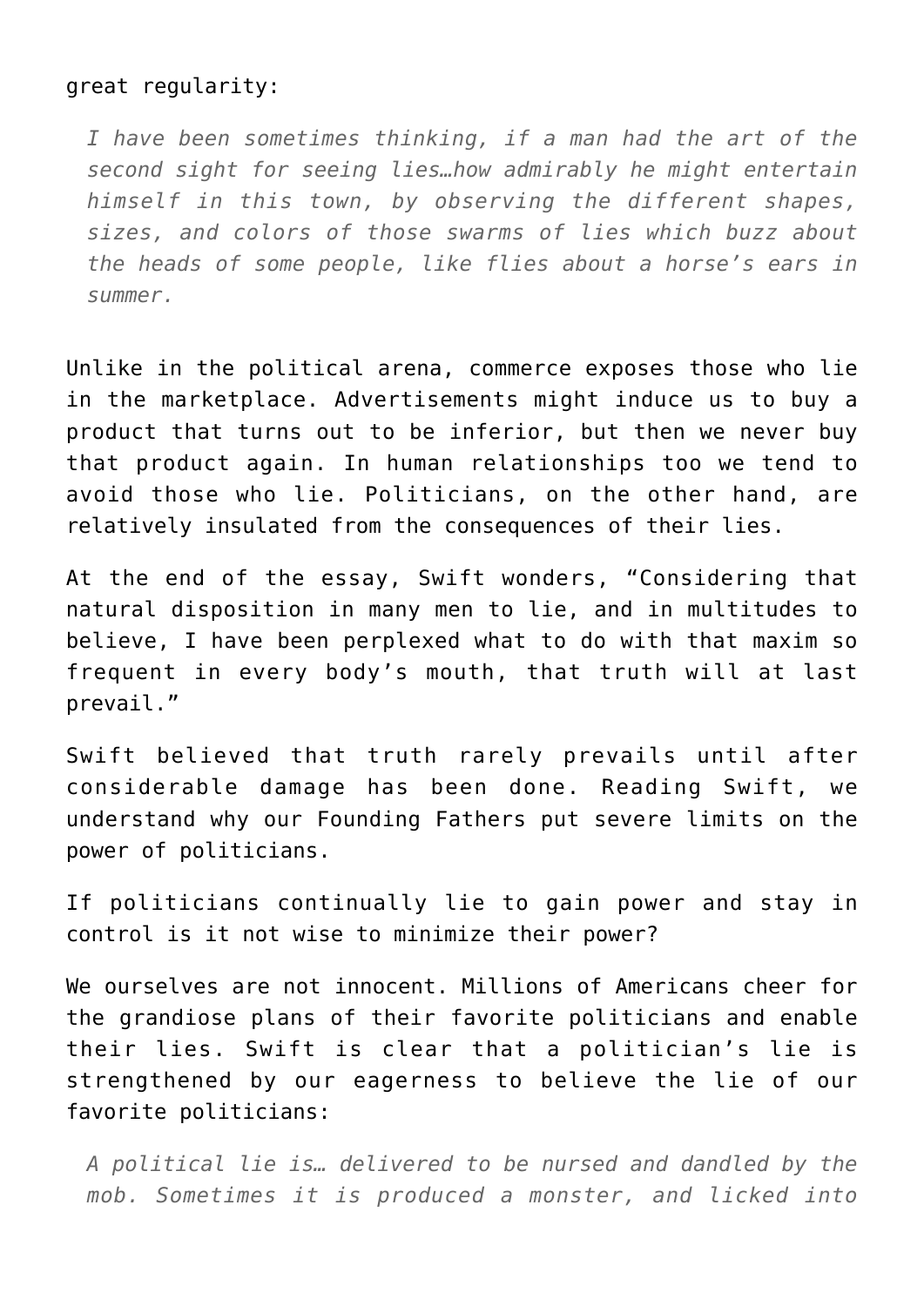great regularity:

> *I have been sometimes thinking, if a man had the art of the second sight for seeing lies…how admirably he might entertain himself in this town, by observing the different shapes, sizes, and colors of those swarms of lies which buzz about the heads of some people, like flies about a horse's ears in summer.*

Unlike in the political arena, commerce exposes those who lie in the marketplace. Advertisements might induce us to buy a product that turns out to be inferior, but then we never buy that product again. In human relationships too we tend to avoid those who lie. Politicians, on the other hand, are relatively insulated from the consequences of their lies.

At the end of the essay, Swift wonders, "Considering that natural disposition in many men to lie, and in multitudes to believe, I have been perplexed what to do with that maxim so frequent in every body's mouth, that truth will at last prevail."

Swift believed that truth rarely prevails until after considerable damage has been done. Reading Swift, we understand why our Founding Fathers put severe limits on the power of politicians.

If politicians continually lie to gain power and stay in control is it not wise to minimize their power?

We ourselves are not innocent. Millions of Americans cheer for the grandiose plans of their favorite politicians and enable their lies. Swift is clear that a politician's lie is strengthened by our eagerness to believe the lie of our favorite politicians:

> *A political lie is… delivered to be nursed and dandled by the mob. Sometimes it is produced a monster, and licked into*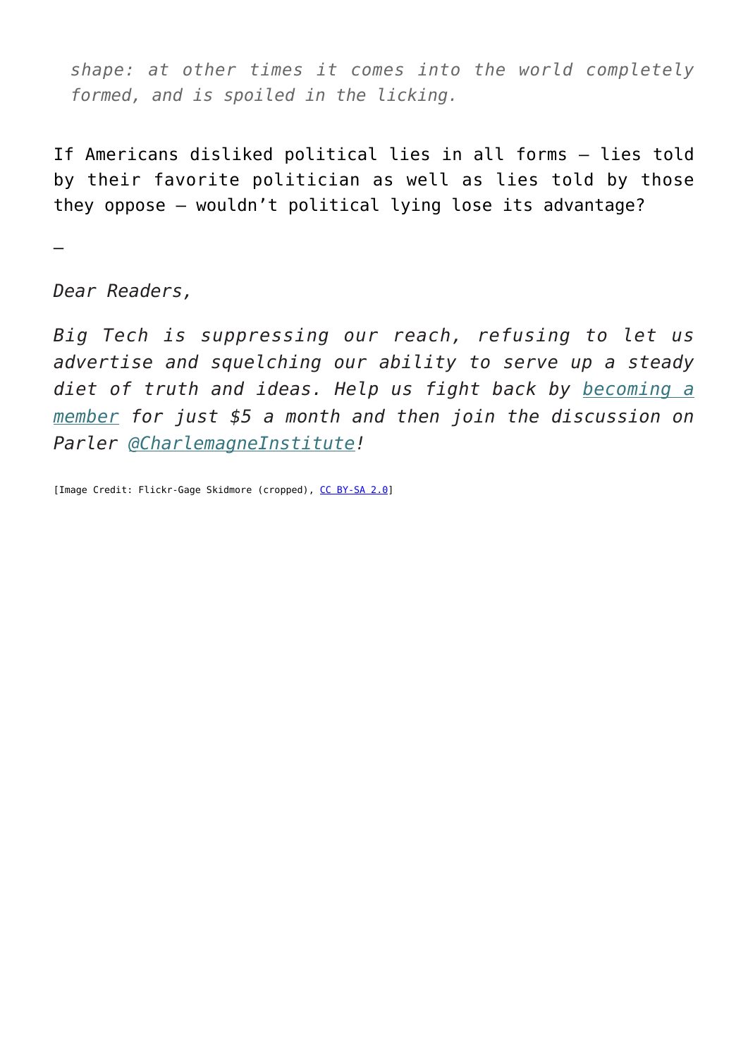> *shape: at other times it comes into the world completely formed, and is spoiled in the licking.*

If Americans disliked political lies in all forms – lies told by their favorite politician as well as lies told by those they oppose – wouldn't political lying lose its advantage?

—

*Dear Readers,*

*Big Tech is suppressing our reach, refusing to let us advertise and squelching our ability to serve up a steady diet of truth and ideas. Help us fight back by [becoming a member]() for just $5 a month and then join the discussion on Parler [@CharlemagneInstitute]()!*

[Image Credit: Flickr-Gage Skidmore (cropped), [CC BY-SA 2.0]()]